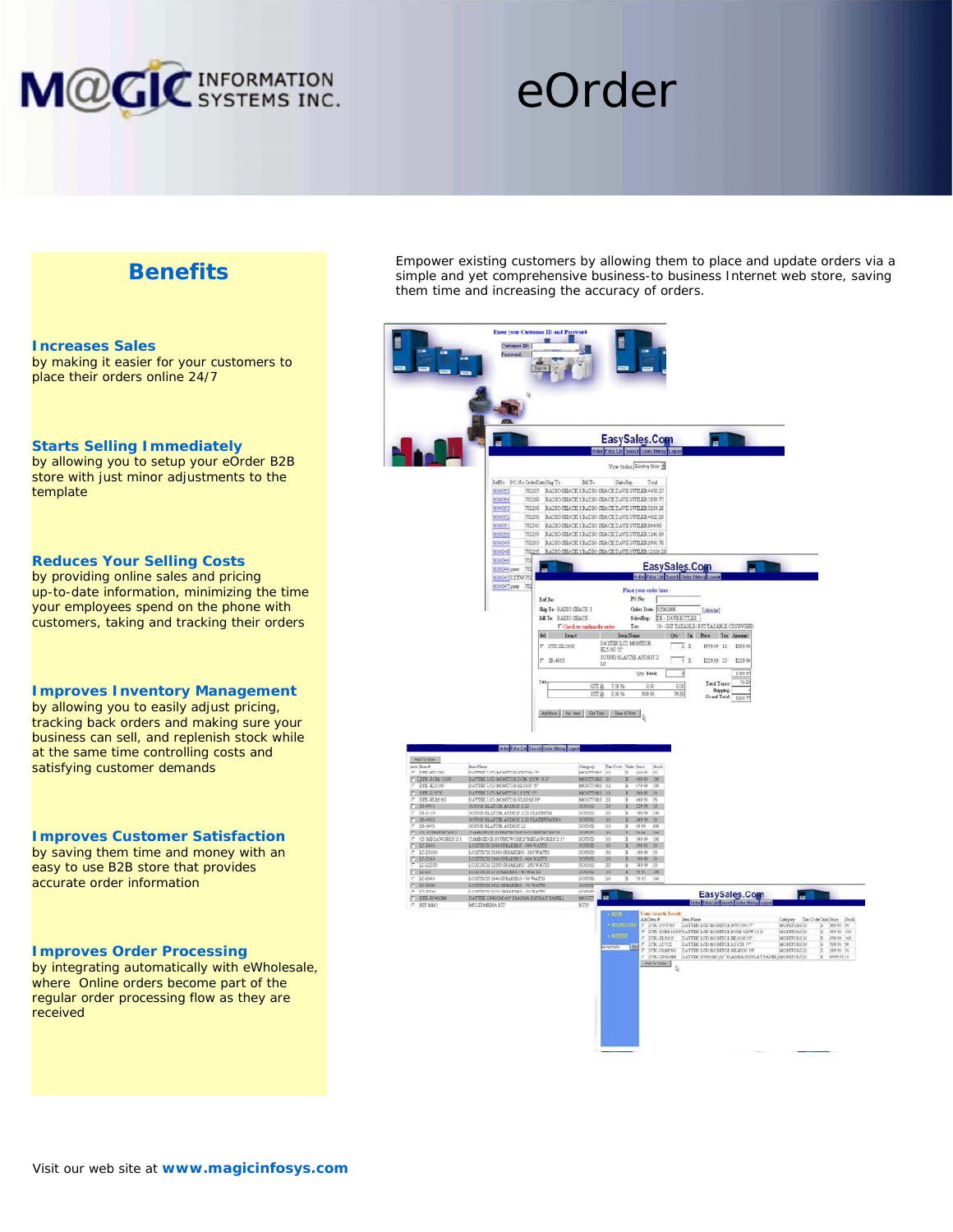# M@GIC INFORMATION SYSTEMS INC.

# eOrder

Empower existing customers by allowing them to place and update orders via a simple and yet comprehensive business-to business Internet web store, saving them time and increasing the accuracy of orders.

## Benefits

**Increases Sales**
by making it easier for your customers to place their orders online 24/7

**Starts Selling Immediately**
by allowing you to setup your eOrder B2B store with just minor adjustments to the template

**Reduces Your Selling Costs**
by providing online sales and pricing up-to-date information, minimizing the time your employees spend on the phone with customers, taking and tracking their orders

**Improves Inventory Management**
by allowing you to easily adjust pricing, tracking back orders and making sure your business can sell, and replenish stock while at the same time controlling costs and satisfying customer demands

**Improves Customer Satisfaction**
by saving them time and money with an easy to use B2B store that provides accurate order information

**Improves Order Processing**
by integrating automatically with eWholesale, where Online orders become part of the regular order processing flow as they are received

Visit our web site at **www.magicinfosys.com**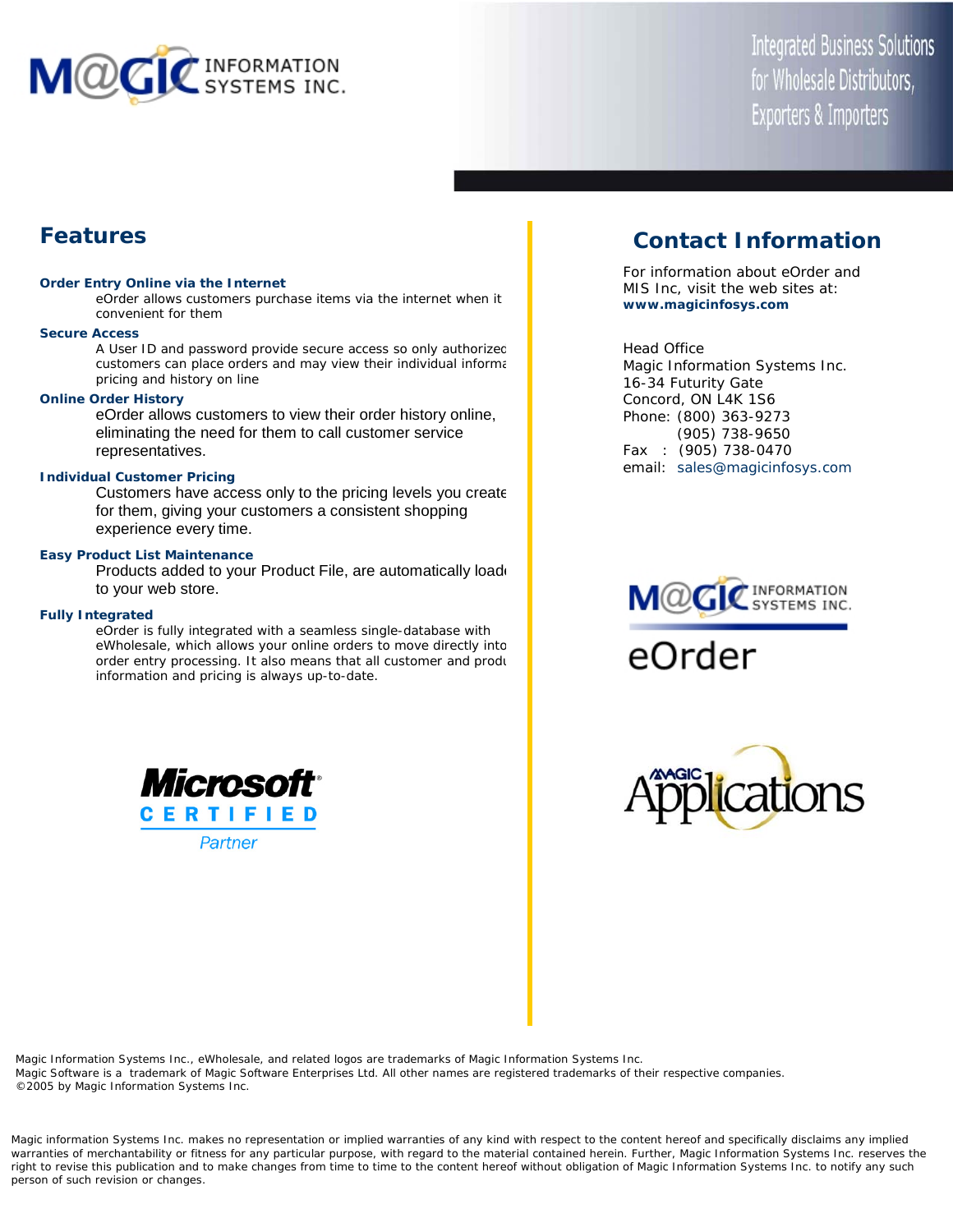Integrated Business Solutions for Wholesale Distributors, Exporters & Importers

## Features

**Order Entry Online via the Internet**

eOrder allows customers purchase items via the internet when it convenient for them

**Secure Access**

A User ID and password provide secure access so only authorized customers can place orders and may view their individual informa pricing and history on line

**Online Order History**

eOrder allows customers to view their order history online, eliminating the need for them to call customer service representatives.

**Individual Customer Pricing**

Customers have access only to the pricing levels you create for them, giving your customers a consistent shopping experience every time.

**Easy Product List Maintenance**

Products added to your Product File, are automatically load to your web store.

**Fully Integrated**

eOrder is fully integrated with a seamless single-database with eWholesale, which allows your online orders to move directly into order entry processing. It also means that all customer and produ information and pricing is always up-to-date.

Microsoft CERTIFIED Partner

## Contact Information

For information about eOrder and MIS Inc, visit the web sites at:
**www.magicinfosys.com**

Head Office
Magic Information Systems Inc.
16-34 Futurity Gate
Concord, ON L4K 1S6
Phone: (800) 363-9273
(905) 738-9650
Fax : (905) 738-0470
email: sales@magicinfosys.com

M@GIC INFORMATION SYSTEMS INC.

eOrder

MAGIC Applications

Magic Information Systems Inc., eWholesale, and related logos are trademarks of Magic Information Systems Inc.
Magic Software is a trademark of Magic Software Enterprises Ltd. All other names are registered trademarks of their respective companies.
©2005 by Magic Information Systems Inc.

Magic information Systems Inc. makes no representation or implied warranties of any kind with respect to the content hereof and specifically disclaims any implied warranties of merchantability or fitness for any particular purpose, with regard to the material contained herein. Further, Magic Information Systems Inc. reserves the right to revise this publication and to make changes from time to time to the content hereof without obligation of Magic Information Systems Inc. to notify any such person of such revision or changes.